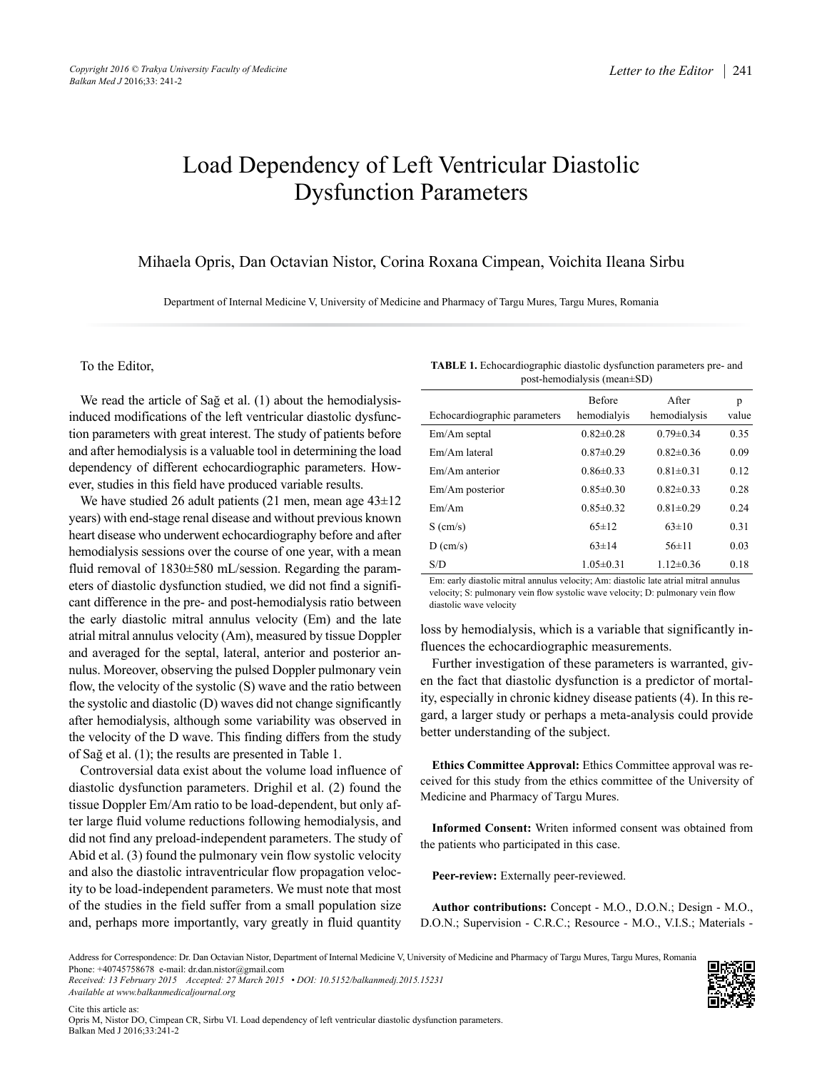# Load Dependency of Left Ventricular Diastolic Dysfunction Parameters

Mihaela Opris, Dan Octavian Nistor, Corina Roxana Cimpean, Voichita Ileana Sirbu

Department of Internal Medicine V, University of Medicine and Pharmacy of Targu Mures, Targu Mures, Romania

To the Editor,

We read the article of Sağ et al. (1) about the hemodialysis-induced modifications of the left ventricular diastolic dysfunction parameters with great interest. The study of patients before and after hemodialysis is a valuable tool in determining the load dependency of different echocardiographic parameters. However, studies in this field have produced variable results.

We have studied 26 adult patients (21 men, mean age 43±12 years) with end-stage renal disease and without previous known heart disease who underwent echocardiography before and after hemodialysis sessions over the course of one year, with a mean fluid removal of 1830±580 mL/session. Regarding the parameters of diastolic dysfunction studied, we did not find a significant difference in the pre- and post-hemodialysis ratio between the early diastolic mitral annulus velocity (Em) and the late atrial mitral annulus velocity (Am), measured by tissue Doppler and averaged for the septal, lateral, anterior and posterior annulus. Moreover, observing the pulsed Doppler pulmonary vein flow, the velocity of the systolic (S) wave and the ratio between the systolic and diastolic (D) waves did not change significantly after hemodialysis, although some variability was observed in the velocity of the D wave. This finding differs from the study of Sağ et al. (1); the results are presented in Table 1.

Controversial data exist about the volume load influence of diastolic dysfunction parameters. Drighil et al. (2) found the tissue Doppler Em/Am ratio to be load-dependent, but only after large fluid volume reductions following hemodialysis, and did not find any preload-independent parameters. The study of Abid et al. (3) found the pulmonary vein flow systolic velocity and also the diastolic intraventricular flow propagation velocity to be load-independent parameters. We must note that most of the studies in the field suffer from a small population size and, perhaps more importantly, vary greatly in fluid quantity loss by hemodialysis, which is a variable that significantly influences the echocardiographic measurements.

**TABLE 1.** Echocardiographic diastolic dysfunction parameters pre- and post-hemodialysis (mean±SD)

| Echocardiographic parameters | Before hemodialyis | After hemodialysis | p value |
|---|---|---|---|
| Em/Am septal | 0.82±0.28 | 0.79±0.34 | 0.35 |
| Em/Am lateral | 0.87±0.29 | 0.82±0.36 | 0.09 |
| Em/Am anterior | 0.86±0.33 | 0.81±0.31 | 0.12 |
| Em/Am posterior | 0.85±0.30 | 0.82±0.33 | 0.28 |
| Em/Am | 0.85±0.32 | 0.81±0.29 | 0.24 |
| S (cm/s) | 65±12 | 63±10 | 0.31 |
| D (cm/s) | 63±14 | 56±11 | 0.03 |
| S/D | 1.05±0.31 | 1.12±0.36 | 0.18 |

Em: early diastolic mitral annulus velocity; Am: diastolic late atrial mitral annulus velocity; S: pulmonary vein flow systolic wave velocity; D: pulmonary vein flow diastolic wave velocity

Further investigation of these parameters is warranted, given the fact that diastolic dysfunction is a predictor of mortality, especially in chronic kidney disease patients (4). In this regard, a larger study or perhaps a meta-analysis could provide better understanding of the subject.

**Ethics Committee Approval:** Ethics Committee approval was received for this study from the ethics committee of the University of Medicine and Pharmacy of Targu Mures.

**Informed Consent:** Writen informed consent was obtained from the patients who participated in this case.

**Peer-review:** Externally peer-reviewed.

**Author contributions:** Concept - M.O., D.O.N.; Design - M.O., D.O.N.; Supervision - C.R.C.; Resource - M.O., V.I.S.; Materials -

Address for Correspondence: Dr. Dan Octavian Nistor, Department of Internal Medicine V, University of Medicine and Pharmacy of Targu Mures, Targu Mures, Romania
Phone: +40745758678 e-mail: dr.dan.nistor@gmail.com
*Received: 13 February 2015 Accepted: 27 March 2015 • DOI: 10.5152/balkanmedj.2015.15231*
*Available at www.balkanmedicaljournal.org*

Cite this article as:
Opris M, Nistor DO, Cimpean CR, Sirbu VI. Load dependency of left ventricular diastolic dysfunction parameters. Balkan Med J 2016;33:241-2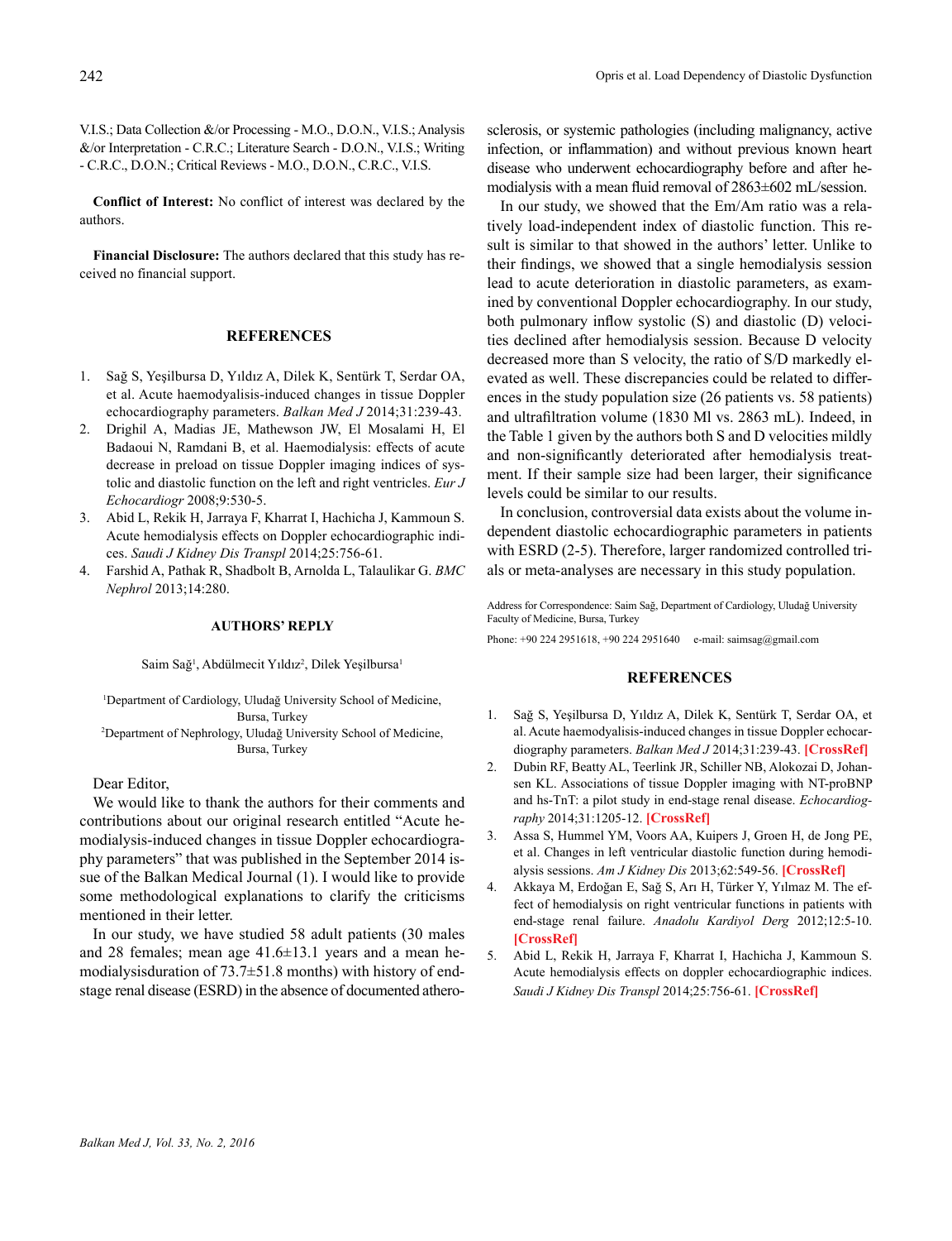V.I.S.; Data Collection &/or Processing - M.O., D.O.N., V.I.S.; Analysis &/or Interpretation - C.R.C.; Literature Search - D.O.N., V.I.S.; Writing - C.R.C., D.O.N.; Critical Reviews - M.O., D.O.N., C.R.C., V.I.S.

**Conflict of Interest:** No conflict of interest was declared by the authors.

**Financial Disclosure:** The authors declared that this study has received no financial support.

## REFERENCES

1. Sağ S, Yeşilbursa D, Yıldız A, Dilek K, Sentürk T, Serdar OA, et al. Acute haemodyalisis-induced changes in tissue Doppler echocardiography parameters. *Balkan Med J* 2014;31:239-43.
2. Drighil A, Madias JE, Mathewson JW, El Mosalami H, El Badaoui N, Ramdani B, et al. Haemodialysis: effects of acute decrease in preload on tissue Doppler imaging indices of systolic and diastolic function on the left and right ventricles. *Eur J Echocardiogr* 2008;9:530-5.
3. Abid L, Rekik H, Jarraya F, Kharrat I, Hachicha J, Kammoun S. Acute hemodialysis effects on Doppler echocardiographic indices. *Saudi J Kidney Dis Transpl* 2014;25:756-61.
4. Farshid A, Pathak R, Shadbolt B, Arnolda L, Talaulikar G. *BMC Nephrol* 2013;14:280.

## AUTHORS' REPLY

Saim Sağ[1], Abdülmecit Yıldız[2], Dilek Yeşilbursa[1]

[1]Department of Cardiology, Uludağ University School of Medicine, Bursa, Turkey
[2]Department of Nephrology, Uludağ University School of Medicine, Bursa, Turkey

Dear Editor,

We would like to thank the authors for their comments and contributions about our original research entitled "Acute hemodialysis-induced changes in tissue Doppler echocardiography parameters" that was published in the September 2014 issue of the Balkan Medical Journal (1). I would like to provide some methodological explanations to clarify the criticisms mentioned in their letter.

In our study, we have studied 58 adult patients (30 males and 28 females; mean age 41.6±13.1 years and a mean hemodialysisduration of 73.7±51.8 months) with history of end-stage renal disease (ESRD) in the absence of documented atherosclerosis, or systemic pathologies (including malignancy, active infection, or inflammation) and without previous known heart disease who underwent echocardiography before and after hemodialysis with a mean fluid removal of 2863±602 mL/session.

In our study, we showed that the Em/Am ratio was a relatively load-independent index of diastolic function. This result is similar to that showed in the authors' letter. Unlike to their findings, we showed that a single hemodialysis session lead to acute deterioration in diastolic parameters, as examined by conventional Doppler echocardiography. In our study, both pulmonary inflow systolic (S) and diastolic (D) velocities declined after hemodialysis session. Because D velocity decreased more than S velocity, the ratio of S/D markedly elevated as well. These discrepancies could be related to differences in the study population size (26 patients vs. 58 patients) and ultrafiltration volume (1830 Ml vs. 2863 mL). Indeed, in the Table 1 given by the authors both S and D velocities mildly and non-significantly deteriorated after hemodialysis treatment. If their sample size had been larger, their significance levels could be similar to our results.

In conclusion, controversial data exists about the volume independent diastolic echocardiographic parameters in patients with ESRD (2-5). Therefore, larger randomized controlled trials or meta-analyses are necessary in this study population.

Address for Correspondence: Saim Sağ, Department of Cardiology, Uludağ University Faculty of Medicine, Bursa, Turkey

Phone: +90 224 2951618, +90 224 2951640 e-mail: saimsag@gmail.com

## REFERENCES

1. Sağ S, Yeşilbursa D, Yıldız A, Dilek K, Sentürk T, Serdar OA, et al. Acute haemodyalisis-induced changes in tissue Doppler echocardiography parameters. *Balkan Med J* 2014;31:239-43. [CrossRef]
2. Dubin RF, Beatty AL, Teerlink JR, Schiller NB, Alokozai D, Johansen KL. Associations of tissue Doppler imaging with NT-proBNP and hs-TnT: a pilot study in end-stage renal disease. *Echocardiography* 2014;31:1205-12. [CrossRef]
3. Assa S, Hummel YM, Voors AA, Kuipers J, Groen H, de Jong PE, et al. Changes in left ventricular diastolic function during hemodialysis sessions. *Am J Kidney Dis* 2013;62:549-56. [CrossRef]
4. Akkaya M, Erdoğan E, Sağ S, Arı H, Türker Y, Yılmaz M. The effect of hemodialysis on right ventricular functions in patients with end-stage renal failure. *Anadolu Kardiyol Derg* 2012;12:5-10. [CrossRef]
5. Abid L, Rekik H, Jarraya F, Kharrat I, Hachicha J, Kammoun S. Acute hemodialysis effects on doppler echocardiographic indices. *Saudi J Kidney Dis Transpl* 2014;25:756-61. [CrossRef]